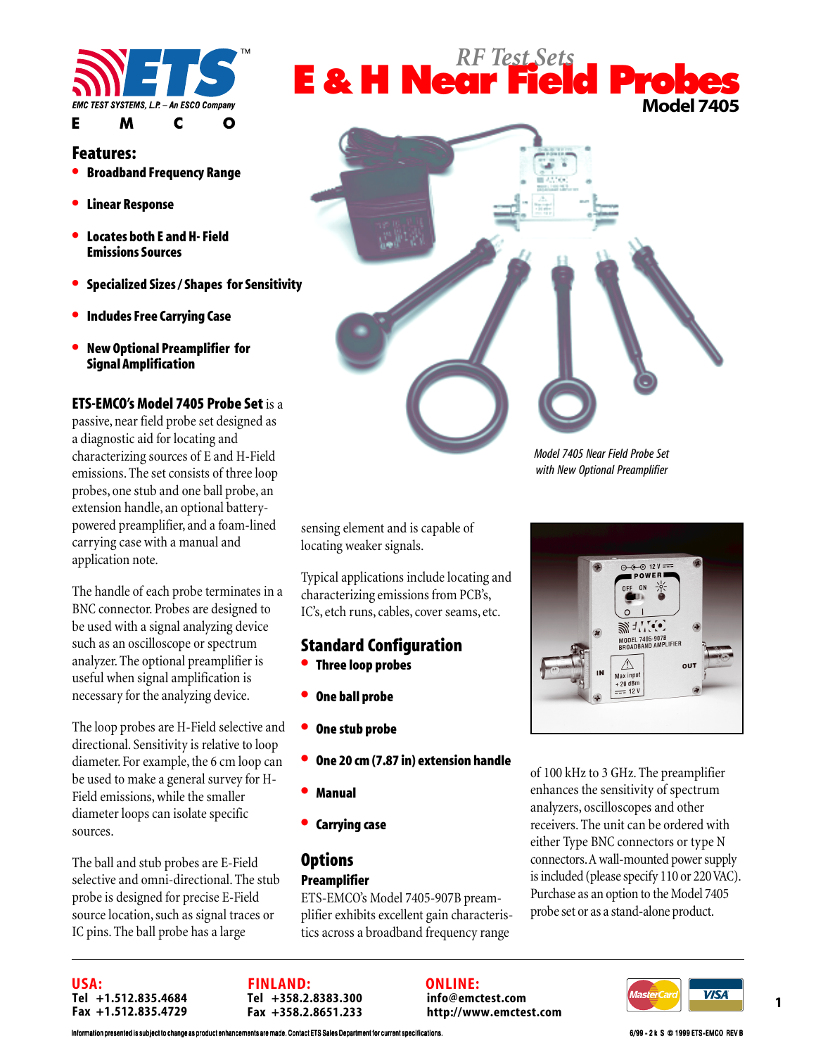# RF Test Sets

# E & H Near Field Probes

## Model 7405

ETS EMC TEST SYSTEMS, L.P. – An ESCO Company

E M C O

## Features:

- Broadband Frequency Range
- Linear Response
- Locates both E and H- Field Emissions Sources
- Specialized Sizes / Shapes for Sensitivity
- Includes Free Carrying Case
- New Optional Preamplifier for Signal Amplification

*Model 7405 Near Field Probe Set with New Optional Preamplifier*

**ETS-EMCO's Model 7405 Probe Set** is a passive, near field probe set designed as a diagnostic aid for locating and characterizing sources of E and H-Field emissions. The set consists of three loop probes, one stub and one ball probe, an extension handle, an optional battery-powered preamplifier, and a foam-lined carrying case with a manual and application note.

The handle of each probe terminates in a BNC connector. Probes are designed to be used with a signal analyzing device such as an oscilloscope or spectrum analyzer. The optional preamplifier is useful when signal amplification is necessary for the analyzing device.

The loop probes are H-Field selective and directional. Sensitivity is relative to loop diameter. For example, the 6 cm loop can be used to make a general survey for H-Field emissions, while the smaller diameter loops can isolate specific sources.

The ball and stub probes are E-Field selective and omni-directional. The stub probe is designed for precise E-Field source location, such as signal traces or IC pins. The ball probe has a large sensing element and is capable of locating weaker signals.

Typical applications include locating and characterizing emissions from PCB's, IC's, etch runs, cables, cover seams, etc.

## Standard Configuration

- Three loop probes
- One ball probe
- One stub probe
- One 20 cm (7.87 in) extension handle
- Manual
- Carrying case

## Options

### Preamplifier

ETS-EMCO's Model 7405-907B preamplifier exhibits excellent gain characteristics across a broadband frequency range of 100 kHz to 3 GHz. The preamplifier enhances the sensitivity of spectrum analyzers, oscilloscopes and other receivers. The unit can be ordered with either Type BNC connectors or type N connectors. A wall-mounted power supply is included (please specify 110 or 220 VAC). Purchase as an option to the Model 7405 probe set or as a stand-alone product.

---

**USA:**
Tel +1.512.835.4684
Fax +1.512.835.4729

**FINLAND:**
Tel +358.2.8383.300
Fax +358.2.8651.233

**ONLINE:**
info@emctest.com
http://www.emctest.com

Information presented is subject to change as product enhancements are made. Contact ETS Sales Department for current specifications.

6/99 - 2 k S © 1999 ETS-EMCO REV B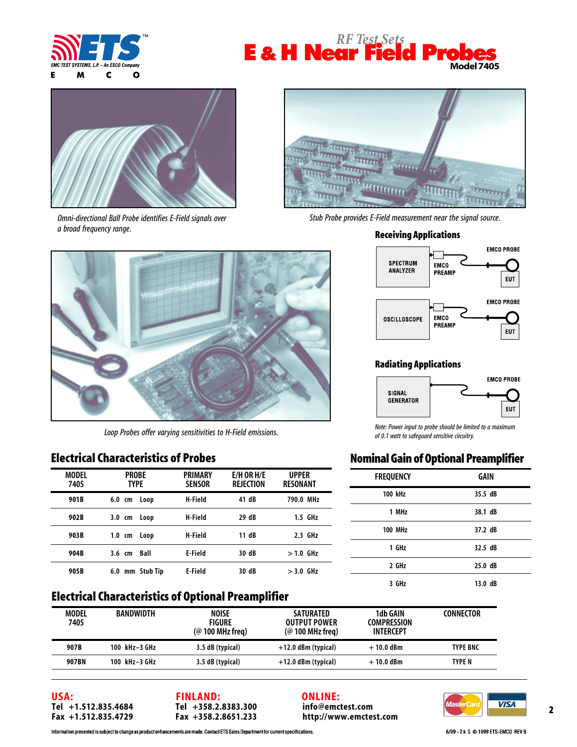RF Test Sets

# E & H Near Field Probes

Model 7405

*Omni-directional Ball Probe identifies E-Field signals over a broad frequency range.*

*Stub Probe provides E-Field measurement near the signal source.*

*Loop Probes offer varying sensitivities to H-Field emissions.*

## Receiving Applications

SPECTRUM ANALYZER — EMCO PREAMP — EMCO PROBE — EUT

OSCILLOSCOPE — EMCO PREAMP — EMCO PROBE — EUT

## Radiating Applications

SIGNAL GENERATOR — EMCO PROBE — EUT

*Note: Power input to probe should be limited to a maximum of 0.1 watt to safeguard sensitive circuitry.*

## Electrical Characteristics of Probes

| MODEL 7405 | PROBE TYPE | PRIMARY SENSOR | E/H OR H/E REJECTION | UPPER RESONANT |
|---|---|---|---|---|
| 901B | 6.0 cm Loop | H-Field | 41 dB | 790.0 MHz |
| 902B | 3.0 cm Loop | H-Field | 29 dB | 1.5 GHz |
| 903B | 1.0 cm Loop | H-Field | 11 dB | 2.3 GHz |
| 904B | 3.6 cm Ball | E-Field | 30 dB | > 1.0 GHz |
| 905B | 6.0 mm Stub Tip | E-Field | 30 dB | > 3.0 GHz |

## Nominal Gain of Optional Preamplifier

| FREQUENCY | GAIN |
|---|---|
| 100 kHz | 35.5 dB |
| 1 MHz | 38.1 dB |
| 100 MHz | 37.2 dB |
| 1 GHz | 32.5 dB |
| 2 GHz | 25.0 dB |
| 3 GHz | 13.0 dB |

## Electrical Characteristics of Optional Preamplifier

| MODEL 7405 | BANDWIDTH | NOISE FIGURE (@ 100 MHz freq) | SATURATED OUTPUT POWER (@ 100 MHz freq) | 1db GAIN COMPRESSION INTERCEPT | CONNECTOR |
|---|---|---|---|---|---|
| 907B | 100 kHz–3 GHz | 3.5 dB (typical) | +12.0 dBm (typical) | + 10.0 dBm | TYPE BNC |
| 907BN | 100 kHz–3 GHz | 3.5 dB (typical) | +12.0 dBm (typical) | + 10.0 dBm | TYPE N |

**USA:**
Tel +1.512.835.4684
Fax +1.512.835.4729

**FINLAND:**
Tel +358.2.8383.300
Fax +358.2.8651.233

**ONLINE:**
info@emctest.com
http://www.emctest.com

Information presented is subject to change as product enhancements are made. Contact ETS Sales Department for current specifications.

6/99 - 2 k S © 1999 ETS-EMCO REV B